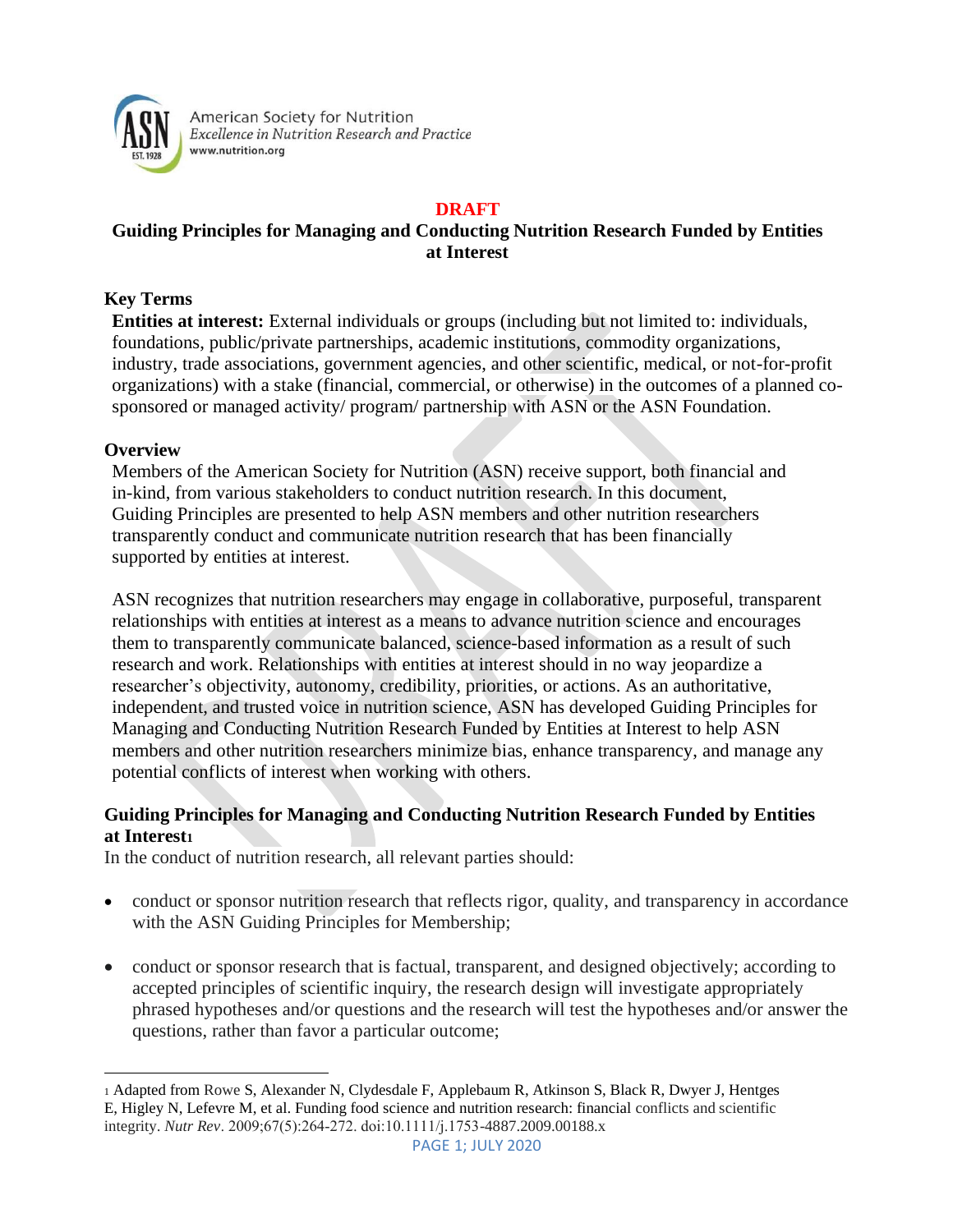American Society for Nutrition
*Excellence in Nutrition Research and Practice*
www.nutrition.org

**DRAFT**

# Guiding Principles for Managing and Conducting Nutrition Research Funded by Entities at Interest

## Key Terms

**Entities at interest:** External individuals or groups (including but not limited to: individuals, foundations, public/private partnerships, academic institutions, commodity organizations, industry, trade associations, government agencies, and other scientific, medical, or not-for-profit organizations) with a stake (financial, commercial, or otherwise) in the outcomes of a planned co-sponsored or managed activity/ program/ partnership with ASN or the ASN Foundation.

## Overview

Members of the American Society for Nutrition (ASN) receive support, both financial and in-kind, from various stakeholders to conduct nutrition research. In this document, Guiding Principles are presented to help ASN members and other nutrition researchers transparently conduct and communicate nutrition research that has been financially supported by entities at interest.

ASN recognizes that nutrition researchers may engage in collaborative, purposeful, transparent relationships with entities at interest as a means to advance nutrition science and encourages them to transparently communicate balanced, science-based information as a result of such research and work. Relationships with entities at interest should in no way jeopardize a researcher's objectivity, autonomy, credibility, priorities, or actions. As an authoritative, independent, and trusted voice in nutrition science, ASN has developed Guiding Principles for Managing and Conducting Nutrition Research Funded by Entities at Interest to help ASN members and other nutrition researchers minimize bias, enhance transparency, and manage any potential conflicts of interest when working with others.

## Guiding Principles for Managing and Conducting Nutrition Research Funded by Entities at Interest[1]

In the conduct of nutrition research, all relevant parties should:

- conduct or sponsor nutrition research that reflects rigor, quality, and transparency in accordance with the ASN Guiding Principles for Membership;
- conduct or sponsor research that is factual, transparent, and designed objectively; according to accepted principles of scientific inquiry, the research design will investigate appropriately phrased hypotheses and/or questions and the research will test the hypotheses and/or answer the questions, rather than favor a particular outcome;

[1] Adapted from Rowe S, Alexander N, Clydesdale F, Applebaum R, Atkinson S, Black R, Dwyer J, Hentges E, Higley N, Lefevre M, et al. Funding food science and nutrition research: financial conflicts and scientific integrity. *Nutr Rev*. 2009;67(5):264-272. doi:10.1111/j.1753-4887.2009.00188.x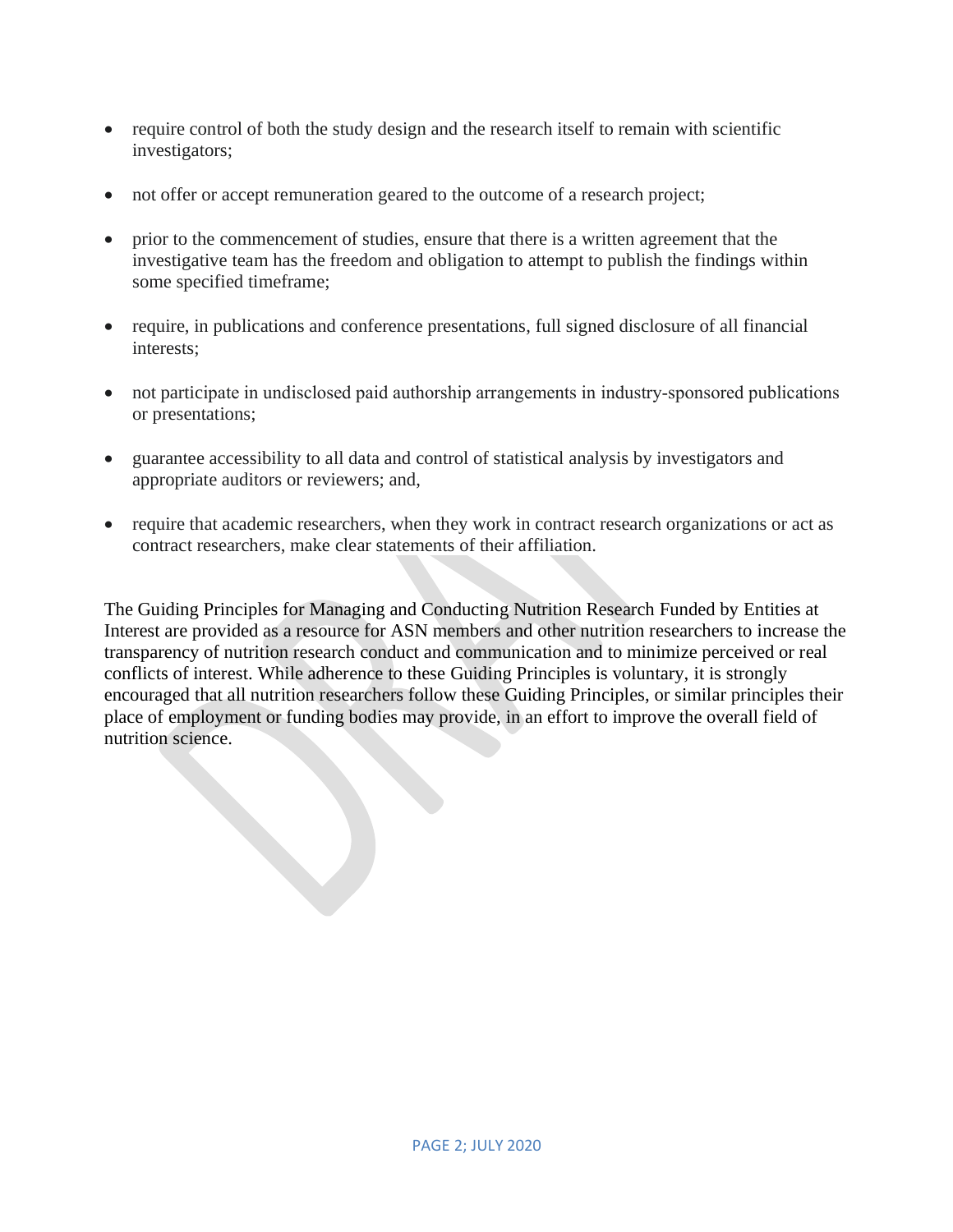- require control of both the study design and the research itself to remain with scientific investigators;
- not offer or accept remuneration geared to the outcome of a research project;
- prior to the commencement of studies, ensure that there is a written agreement that the investigative team has the freedom and obligation to attempt to publish the findings within some specified timeframe;
- require, in publications and conference presentations, full signed disclosure of all financial interests;
- not participate in undisclosed paid authorship arrangements in industry-sponsored publications or presentations;
- guarantee accessibility to all data and control of statistical analysis by investigators and appropriate auditors or reviewers; and,
- require that academic researchers, when they work in contract research organizations or act as contract researchers, make clear statements of their affiliation.

The Guiding Principles for Managing and Conducting Nutrition Research Funded by Entities at Interest are provided as a resource for ASN members and other nutrition researchers to increase the transparency of nutrition research conduct and communication and to minimize perceived or real conflicts of interest. While adherence to these Guiding Principles is voluntary, it is strongly encouraged that all nutrition researchers follow these Guiding Principles, or similar principles their place of employment or funding bodies may provide, in an effort to improve the overall field of nutrition science.